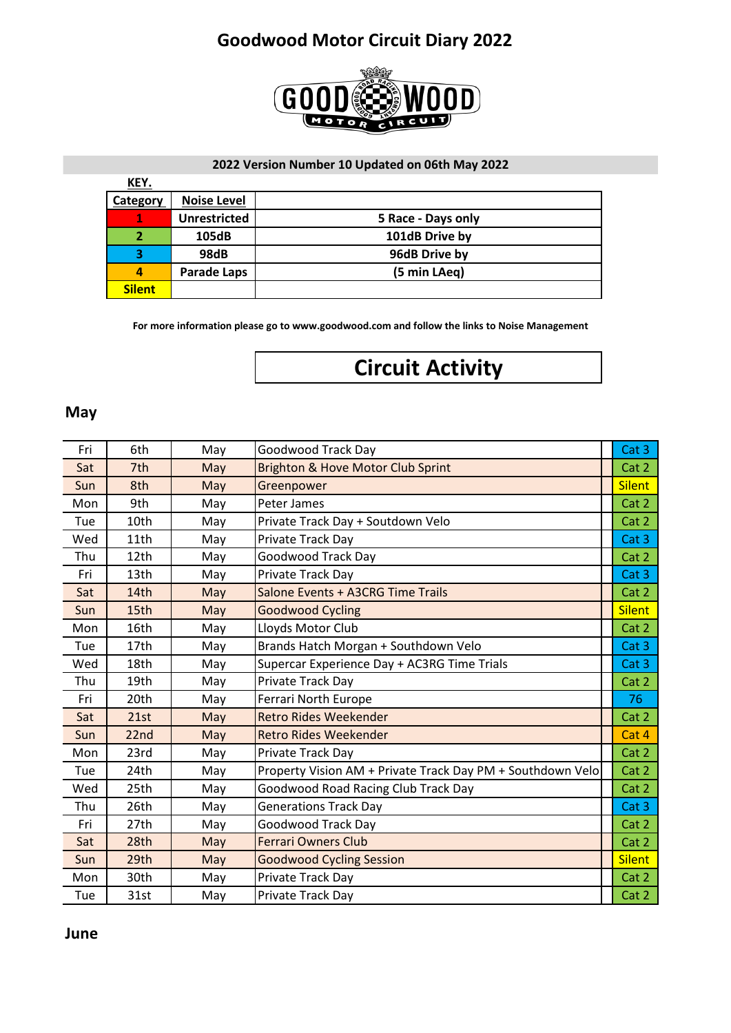# Goodwood Motor Circuit Diary 2022

**2022 Version Number 10 Updated on 06th May 2022**

**KEY.**

| Category | Noise Level | |
|---|---|---|
| 1 | Unrestricted | 5 Race - Days only |
| 2 | 105dB | 101dB Drive by |
| 3 | 98dB | 96dB Drive by |
| 4 | Parade Laps | (5 min LAeq) |
| Silent | | |

**For more information please go to www.goodwood.com and follow the links to Noise Management**

## Circuit Activity

### May

| | | | | |
|---|---|---|---|---|
| Fri | 6th | May | Goodwood Track Day | Cat 3 |
| Sat | 7th | May | Brighton & Hove Motor Club Sprint | Cat 2 |
| Sun | 8th | May | Greenpower | Silent |
| Mon | 9th | May | Peter James | Cat 2 |
| Tue | 10th | May | Private Track Day + Soutdown Velo | Cat 2 |
| Wed | 11th | May | Private Track Day | Cat 3 |
| Thu | 12th | May | Goodwood Track Day | Cat 2 |
| Fri | 13th | May | Private Track Day | Cat 3 |
| Sat | 14th | May | Salone Events + A3CRG Time Trails | Cat 2 |
| Sun | 15th | May | Goodwood Cycling | Silent |
| Mon | 16th | May | Lloyds Motor Club | Cat 2 |
| Tue | 17th | May | Brands Hatch Morgan + Southdown Velo | Cat 3 |
| Wed | 18th | May | Supercar Experience Day + AC3RG Time Trials | Cat 3 |
| Thu | 19th | May | Private Track Day | Cat 2 |
| Fri | 20th | May | Ferrari North Europe | 76 |
| Sat | 21st | May | Retro Rides Weekender | Cat 2 |
| Sun | 22nd | May | Retro Rides Weekender | Cat 4 |
| Mon | 23rd | May | Private Track Day | Cat 2 |
| Tue | 24th | May | Property Vision AM + Private Track Day PM + Southdown Velo | Cat 2 |
| Wed | 25th | May | Goodwood Road Racing Club Track Day | Cat 2 |
| Thu | 26th | May | Generations Track Day | Cat 3 |
| Fri | 27th | May | Goodwood Track Day | Cat 2 |
| Sat | 28th | May | Ferrari Owners Club | Cat 2 |
| Sun | 29th | May | Goodwood Cycling Session | Silent |
| Mon | 30th | May | Private Track Day | Cat 2 |
| Tue | 31st | May | Private Track Day | Cat 2 |

### June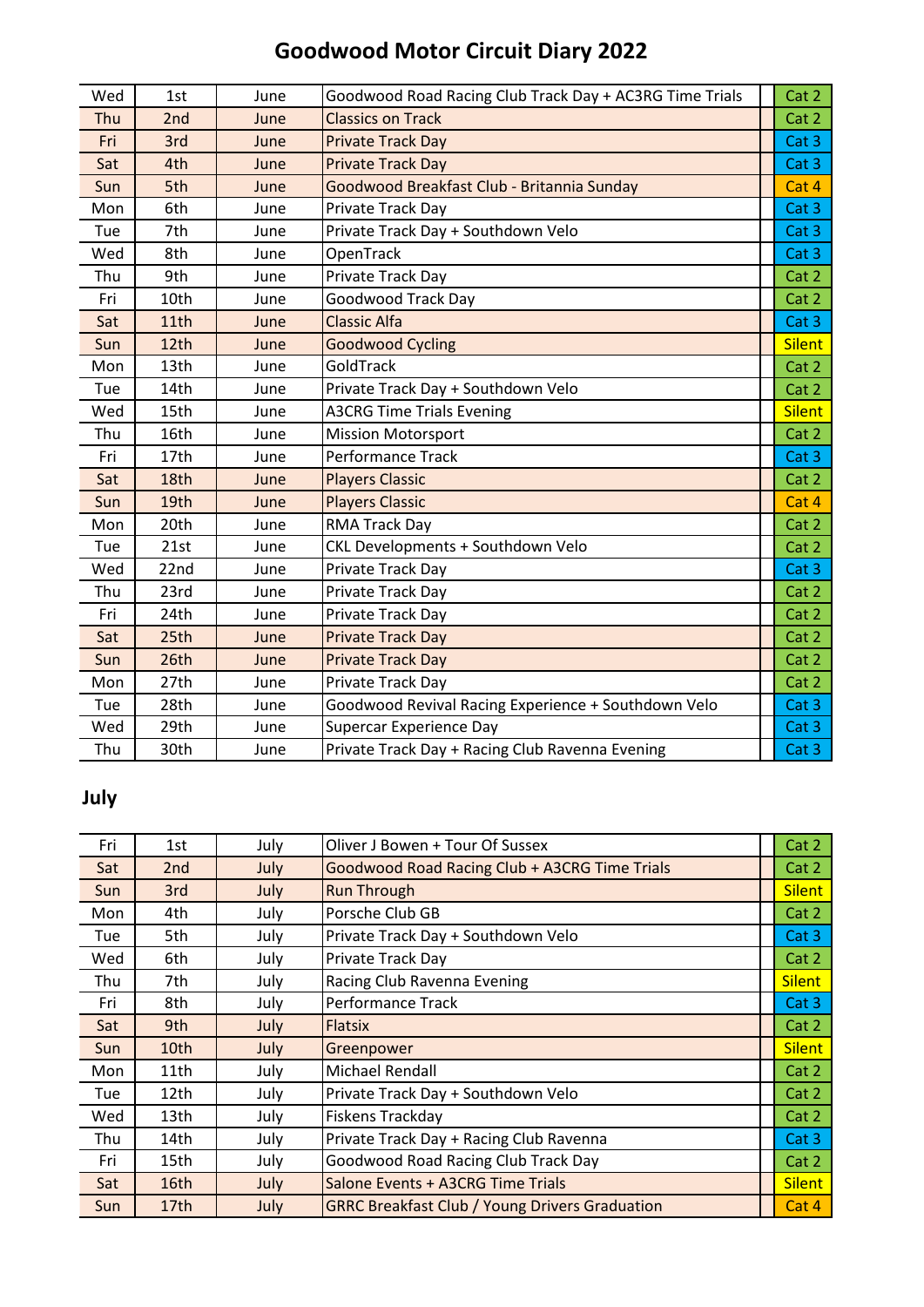# Goodwood Motor Circuit Diary 2022

| | | | | | |
|---|---|---|---|---|---|
| Wed | 1st | June | Goodwood Road Racing Club Track Day + AC3RG Time Trials | | Cat 2 |
| Thu | 2nd | June | Classics on Track | | Cat 2 |
| Fri | 3rd | June | Private Track Day | | Cat 3 |
| Sat | 4th | June | Private Track Day | | Cat 3 |
| Sun | 5th | June | Goodwood Breakfast Club - Britannia Sunday | | Cat 4 |
| Mon | 6th | June | Private Track Day | | Cat 3 |
| Tue | 7th | June | Private Track Day + Southdown Velo | | Cat 3 |
| Wed | 8th | June | OpenTrack | | Cat 3 |
| Thu | 9th | June | Private Track Day | | Cat 2 |
| Fri | 10th | June | Goodwood Track Day | | Cat 2 |
| Sat | 11th | June | Classic Alfa | | Cat 3 |
| Sun | 12th | June | Goodwood Cycling | | Silent |
| Mon | 13th | June | GoldTrack | | Cat 2 |
| Tue | 14th | June | Private Track Day + Southdown Velo | | Cat 2 |
| Wed | 15th | June | A3CRG Time Trials Evening | | Silent |
| Thu | 16th | June | Mission Motorsport | | Cat 2 |
| Fri | 17th | June | Performance Track | | Cat 3 |
| Sat | 18th | June | Players Classic | | Cat 2 |
| Sun | 19th | June | Players Classic | | Cat 4 |
| Mon | 20th | June | RMA Track Day | | Cat 2 |
| Tue | 21st | June | CKL Developments + Southdown Velo | | Cat 2 |
| Wed | 22nd | June | Private Track Day | | Cat 3 |
| Thu | 23rd | June | Private Track Day | | Cat 2 |
| Fri | 24th | June | Private Track Day | | Cat 2 |
| Sat | 25th | June | Private Track Day | | Cat 2 |
| Sun | 26th | June | Private Track Day | | Cat 2 |
| Mon | 27th | June | Private Track Day | | Cat 2 |
| Tue | 28th | June | Goodwood Revival Racing Experience + Southdown Velo | | Cat 3 |
| Wed | 29th | June | Supercar Experience Day | | Cat 3 |
| Thu | 30th | June | Private Track Day + Racing Club Ravenna Evening | | Cat 3 |

## July

| | | | | | |
|---|---|---|---|---|---|
| Fri | 1st | July | Oliver J Bowen + Tour Of Sussex | | Cat 2 |
| Sat | 2nd | July | Goodwood Road Racing Club + A3CRG Time Trials | | Cat 2 |
| Sun | 3rd | July | Run Through | | Silent |
| Mon | 4th | July | Porsche Club GB | | Cat 2 |
| Tue | 5th | July | Private Track Day + Southdown Velo | | Cat 3 |
| Wed | 6th | July | Private Track Day | | Cat 2 |
| Thu | 7th | July | Racing Club Ravenna Evening | | Silent |
| Fri | 8th | July | Performance Track | | Cat 3 |
| Sat | 9th | July | Flatsix | | Cat 2 |
| Sun | 10th | July | Greenpower | | Silent |
| Mon | 11th | July | Michael Rendall | | Cat 2 |
| Tue | 12th | July | Private Track Day + Southdown Velo | | Cat 2 |
| Wed | 13th | July | Fiskens Trackday | | Cat 2 |
| Thu | 14th | July | Private Track Day + Racing Club Ravenna | | Cat 3 |
| Fri | 15th | July | Goodwood Road Racing Club Track Day | | Cat 2 |
| Sat | 16th | July | Salone Events + A3CRG Time Trials | | Silent |
| Sun | 17th | July | GRRC Breakfast Club / Young Drivers Graduation | | Cat 4 |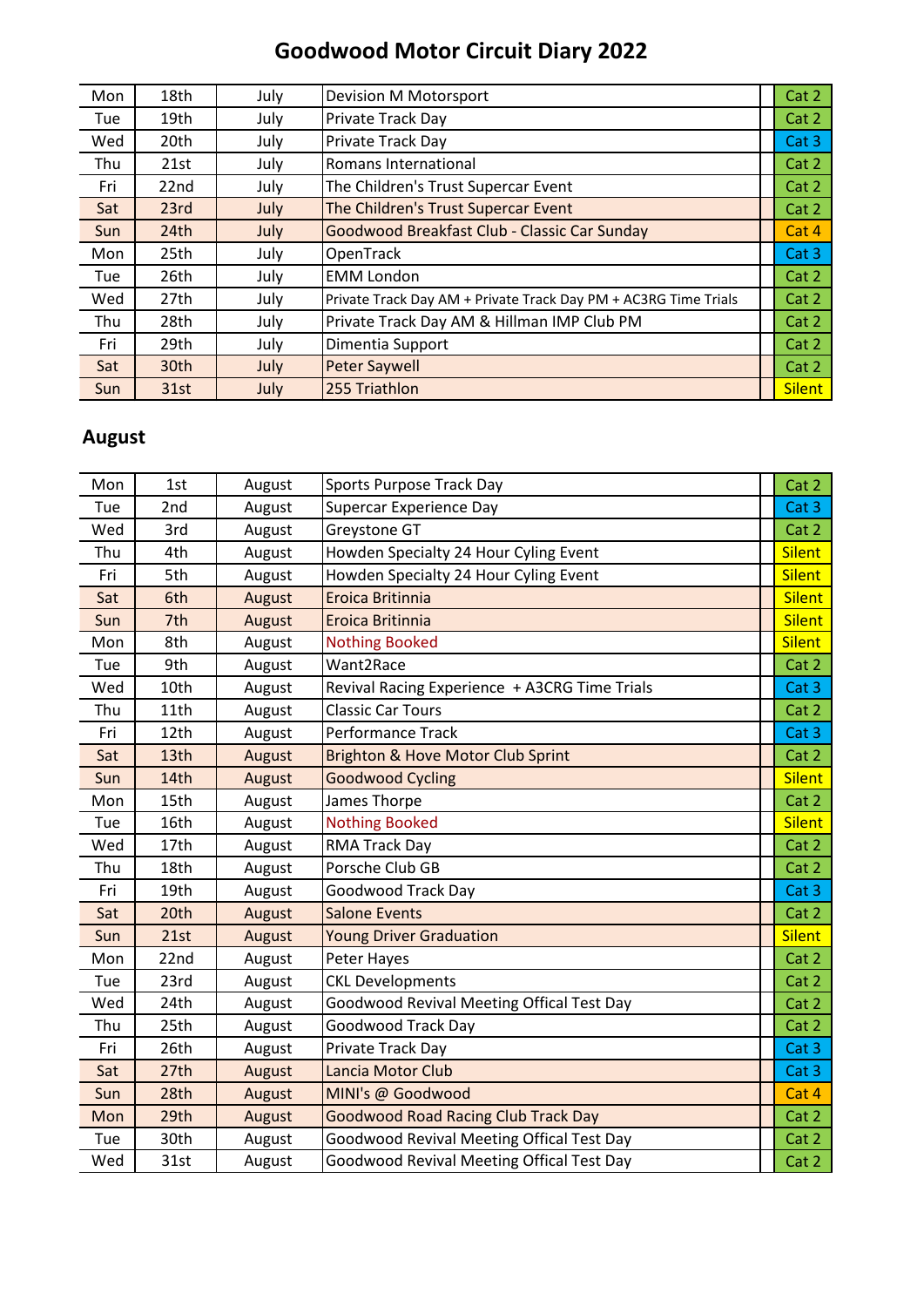# Goodwood Motor Circuit Diary 2022

| | | | | |
|---|---|---|---|---|
| Mon | 18th | July | Devision M Motorsport | Cat 2 |
| Tue | 19th | July | Private Track Day | Cat 2 |
| Wed | 20th | July | Private Track Day | Cat 3 |
| Thu | 21st | July | Romans International | Cat 2 |
| Fri | 22nd | July | The Children's Trust Supercar Event | Cat 2 |
| Sat | 23rd | July | The Children's Trust Supercar Event | Cat 2 |
| Sun | 24th | July | Goodwood Breakfast Club - Classic Car Sunday | Cat 4 |
| Mon | 25th | July | OpenTrack | Cat 3 |
| Tue | 26th | July | EMM London | Cat 2 |
| Wed | 27th | July | Private Track Day AM + Private Track Day PM + AC3RG Time Trials | Cat 2 |
| Thu | 28th | July | Private Track Day AM & Hillman IMP Club PM | Cat 2 |
| Fri | 29th | July | Dimentia Support | Cat 2 |
| Sat | 30th | July | Peter Saywell | Cat 2 |
| Sun | 31st | July | 255 Triathlon | Silent |

## August

| | | | | |
|---|---|---|---|---|
| Mon | 1st | August | Sports Purpose Track Day | Cat 2 |
| Tue | 2nd | August | Supercar Experience Day | Cat 3 |
| Wed | 3rd | August | Greystone GT | Cat 2 |
| Thu | 4th | August | Howden Specialty 24 Hour Cyling Event | Silent |
| Fri | 5th | August | Howden Specialty 24 Hour Cyling Event | Silent |
| Sat | 6th | August | Eroica Britinnia | Silent |
| Sun | 7th | August | Eroica Britinnia | Silent |
| Mon | 8th | August | Nothing Booked | Silent |
| Tue | 9th | August | Want2Race | Cat 2 |
| Wed | 10th | August | Revival Racing Experience + A3CRG Time Trials | Cat 3 |
| Thu | 11th | August | Classic Car Tours | Cat 2 |
| Fri | 12th | August | Performance Track | Cat 3 |
| Sat | 13th | August | Brighton & Hove Motor Club Sprint | Cat 2 |
| Sun | 14th | August | Goodwood Cycling | Silent |
| Mon | 15th | August | James Thorpe | Cat 2 |
| Tue | 16th | August | Nothing Booked | Silent |
| Wed | 17th | August | RMA Track Day | Cat 2 |
| Thu | 18th | August | Porsche Club GB | Cat 2 |
| Fri | 19th | August | Goodwood Track Day | Cat 3 |
| Sat | 20th | August | Salone Events | Cat 2 |
| Sun | 21st | August | Young Driver Graduation | Silent |
| Mon | 22nd | August | Peter Hayes | Cat 2 |
| Tue | 23rd | August | CKL Developments | Cat 2 |
| Wed | 24th | August | Goodwood Revival Meeting Offical Test Day | Cat 2 |
| Thu | 25th | August | Goodwood Track Day | Cat 2 |
| Fri | 26th | August | Private Track Day | Cat 3 |
| Sat | 27th | August | Lancia Motor Club | Cat 3 |
| Sun | 28th | August | MINI's @ Goodwood | Cat 4 |
| Mon | 29th | August | Goodwood Road Racing Club Track Day | Cat 2 |
| Tue | 30th | August | Goodwood Revival Meeting Offical Test Day | Cat 2 |
| Wed | 31st | August | Goodwood Revival Meeting Offical Test Day | Cat 2 |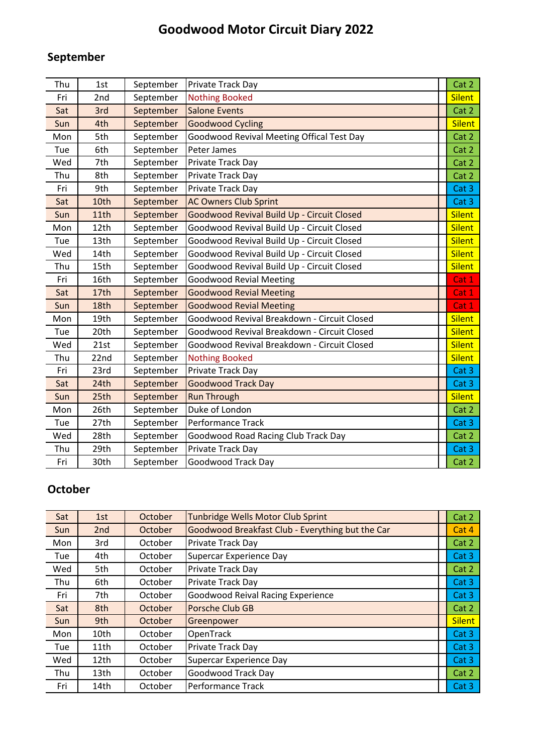# Goodwood Motor Circuit Diary 2022

## September

| | | | | |
|---|---|---|---|---|
| Thu | 1st | September | Private Track Day | Cat 2 |
| Fri | 2nd | September | Nothing Booked | Silent |
| Sat | 3rd | September | Salone Events | Cat 2 |
| Sun | 4th | September | Goodwood Cycling | Silent |
| Mon | 5th | September | Goodwood Revival Meeting Offical Test Day | Cat 2 |
| Tue | 6th | September | Peter James | Cat 2 |
| Wed | 7th | September | Private Track Day | Cat 2 |
| Thu | 8th | September | Private Track Day | Cat 2 |
| Fri | 9th | September | Private Track Day | Cat 3 |
| Sat | 10th | September | AC Owners Club Sprint | Cat 3 |
| Sun | 11th | September | Goodwood Revival Build Up - Circuit Closed | Silent |
| Mon | 12th | September | Goodwood Revival Build Up - Circuit Closed | Silent |
| Tue | 13th | September | Goodwood Revival Build Up - Circuit Closed | Silent |
| Wed | 14th | September | Goodwood Revival Build Up - Circuit Closed | Silent |
| Thu | 15th | September | Goodwood Revival Build Up - Circuit Closed | Silent |
| Fri | 16th | September | Goodwood Revial Meeting | Cat 1 |
| Sat | 17th | September | Goodwood Revial Meeting | Cat 1 |
| Sun | 18th | September | Goodwood Revial Meeting | Cat 1 |
| Mon | 19th | September | Goodwood Revival Breakdown - Circuit Closed | Silent |
| Tue | 20th | September | Goodwood Revival Breakdown - Circuit Closed | Silent |
| Wed | 21st | September | Goodwood Revival Breakdown - Circuit Closed | Silent |
| Thu | 22nd | September | Nothing Booked | Silent |
| Fri | 23rd | September | Private Track Day | Cat 3 |
| Sat | 24th | September | Goodwood Track Day | Cat 3 |
| Sun | 25th | September | Run Through | Silent |
| Mon | 26th | September | Duke of London | Cat 2 |
| Tue | 27th | September | Performance Track | Cat 3 |
| Wed | 28th | September | Goodwood Road Racing Club Track Day | Cat 2 |
| Thu | 29th | September | Private Track Day | Cat 3 |
| Fri | 30th | September | Goodwood Track Day | Cat 2 |

## October

| | | | | |
|---|---|---|---|---|
| Sat | 1st | October | Tunbridge Wells Motor Club Sprint | Cat 2 |
| Sun | 2nd | October | Goodwood Breakfast Club - Everything but the Car | Cat 4 |
| Mon | 3rd | October | Private Track Day | Cat 2 |
| Tue | 4th | October | Supercar Experience Day | Cat 3 |
| Wed | 5th | October | Private Track Day | Cat 2 |
| Thu | 6th | October | Private Track Day | Cat 3 |
| Fri | 7th | October | Goodwood Reival Racing Experience | Cat 3 |
| Sat | 8th | October | Porsche Club GB | Cat 2 |
| Sun | 9th | October | Greenpower | Silent |
| Mon | 10th | October | OpenTrack | Cat 3 |
| Tue | 11th | October | Private Track Day | Cat 3 |
| Wed | 12th | October | Supercar Experience Day | Cat 3 |
| Thu | 13th | October | Goodwood Track Day | Cat 2 |
| Fri | 14th | October | Performance Track | Cat 3 |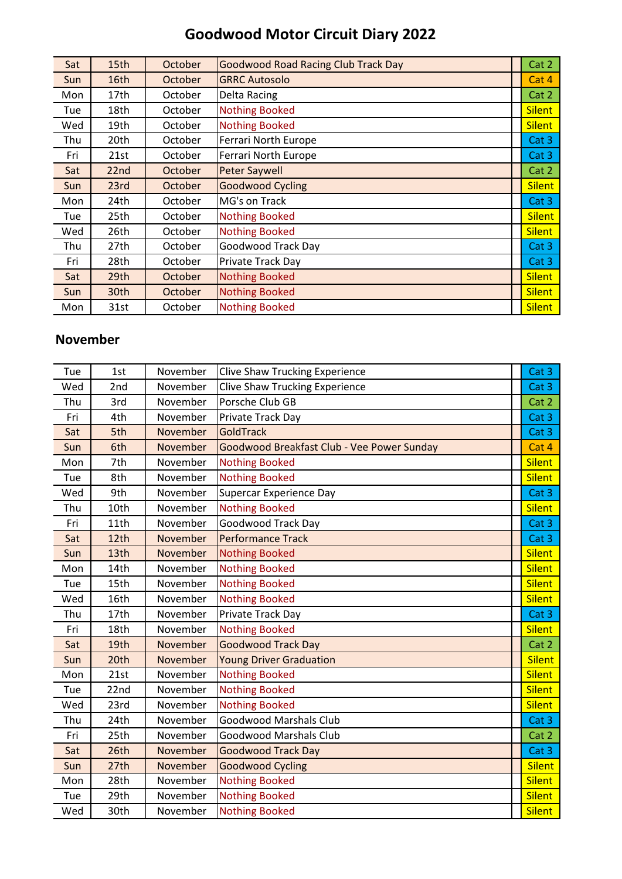# Goodwood Motor Circuit Diary 2022

| | | | | |
|---|---|---|---|---|
| Sat | 15th | October | Goodwood Road Racing Club Track Day | Cat 2 |
| Sun | 16th | October | GRRC Autosolo | Cat 4 |
| Mon | 17th | October | Delta Racing | Cat 2 |
| Tue | 18th | October | Nothing Booked | Silent |
| Wed | 19th | October | Nothing Booked | Silent |
| Thu | 20th | October | Ferrari North Europe | Cat 3 |
| Fri | 21st | October | Ferrari North Europe | Cat 3 |
| Sat | 22nd | October | Peter Saywell | Cat 2 |
| Sun | 23rd | October | Goodwood Cycling | Silent |
| Mon | 24th | October | MG's on Track | Cat 3 |
| Tue | 25th | October | Nothing Booked | Silent |
| Wed | 26th | October | Nothing Booked | Silent |
| Thu | 27th | October | Goodwood Track Day | Cat 3 |
| Fri | 28th | October | Private Track Day | Cat 3 |
| Sat | 29th | October | Nothing Booked | Silent |
| Sun | 30th | October | Nothing Booked | Silent |
| Mon | 31st | October | Nothing Booked | Silent |

## November

| | | | | |
|---|---|---|---|---|
| Tue | 1st | November | Clive Shaw Trucking Experience | Cat 3 |
| Wed | 2nd | November | Clive Shaw Trucking Experience | Cat 3 |
| Thu | 3rd | November | Porsche Club GB | Cat 2 |
| Fri | 4th | November | Private Track Day | Cat 3 |
| Sat | 5th | November | GoldTrack | Cat 3 |
| Sun | 6th | November | Goodwood Breakfast Club - Vee Power Sunday | Cat 4 |
| Mon | 7th | November | Nothing Booked | Silent |
| Tue | 8th | November | Nothing Booked | Silent |
| Wed | 9th | November | Supercar Experience Day | Cat 3 |
| Thu | 10th | November | Nothing Booked | Silent |
| Fri | 11th | November | Goodwood Track Day | Cat 3 |
| Sat | 12th | November | Performance Track | Cat 3 |
| Sun | 13th | November | Nothing Booked | Silent |
| Mon | 14th | November | Nothing Booked | Silent |
| Tue | 15th | November | Nothing Booked | Silent |
| Wed | 16th | November | Nothing Booked | Silent |
| Thu | 17th | November | Private Track Day | Cat 3 |
| Fri | 18th | November | Nothing Booked | Silent |
| Sat | 19th | November | Goodwood Track Day | Cat 2 |
| Sun | 20th | November | Young Driver Graduation | Silent |
| Mon | 21st | November | Nothing Booked | Silent |
| Tue | 22nd | November | Nothing Booked | Silent |
| Wed | 23rd | November | Nothing Booked | Silent |
| Thu | 24th | November | Goodwood Marshals Club | Cat 3 |
| Fri | 25th | November | Goodwood Marshals Club | Cat 2 |
| Sat | 26th | November | Goodwood Track Day | Cat 3 |
| Sun | 27th | November | Goodwood Cycling | Silent |
| Mon | 28th | November | Nothing Booked | Silent |
| Tue | 29th | November | Nothing Booked | Silent |
| Wed | 30th | November | Nothing Booked | Silent |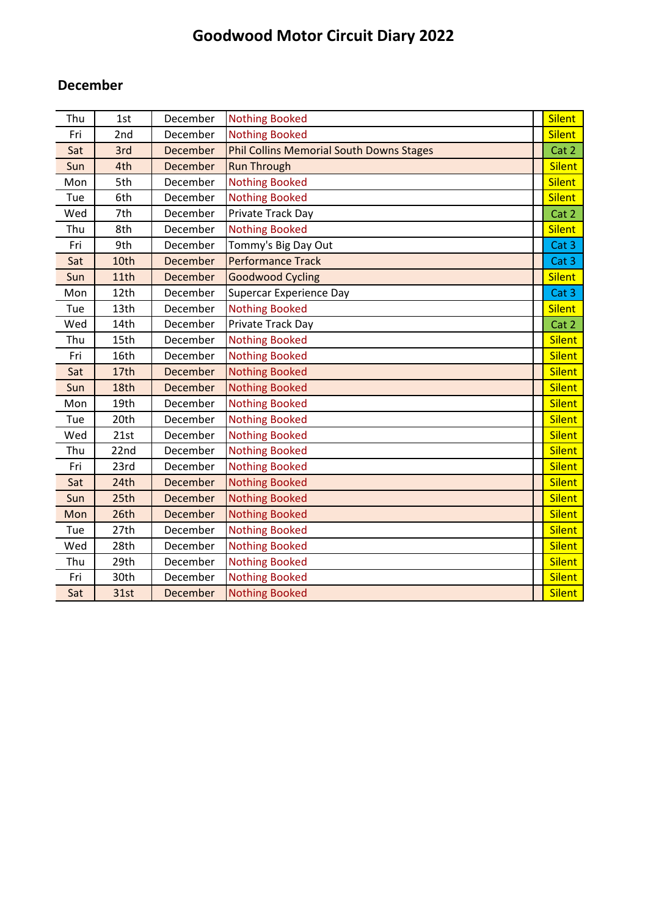# Goodwood Motor Circuit Diary 2022

## December

| | | | | | |
|---|---|---|---|---|---|
| Thu | 1st | December | Nothing Booked | | Silent |
| Fri | 2nd | December | Nothing Booked | | Silent |
| Sat | 3rd | December | Phil Collins Memorial South Downs Stages | | Cat 2 |
| Sun | 4th | December | Run Through | | Silent |
| Mon | 5th | December | Nothing Booked | | Silent |
| Tue | 6th | December | Nothing Booked | | Silent |
| Wed | 7th | December | Private Track Day | | Cat 2 |
| Thu | 8th | December | Nothing Booked | | Silent |
| Fri | 9th | December | Tommy's Big Day Out | | Cat 3 |
| Sat | 10th | December | Performance Track | | Cat 3 |
| Sun | 11th | December | Goodwood Cycling | | Silent |
| Mon | 12th | December | Supercar Experience Day | | Cat 3 |
| Tue | 13th | December | Nothing Booked | | Silent |
| Wed | 14th | December | Private Track Day | | Cat 2 |
| Thu | 15th | December | Nothing Booked | | Silent |
| Fri | 16th | December | Nothing Booked | | Silent |
| Sat | 17th | December | Nothing Booked | | Silent |
| Sun | 18th | December | Nothing Booked | | Silent |
| Mon | 19th | December | Nothing Booked | | Silent |
| Tue | 20th | December | Nothing Booked | | Silent |
| Wed | 21st | December | Nothing Booked | | Silent |
| Thu | 22nd | December | Nothing Booked | | Silent |
| Fri | 23rd | December | Nothing Booked | | Silent |
| Sat | 24th | December | Nothing Booked | | Silent |
| Sun | 25th | December | Nothing Booked | | Silent |
| Mon | 26th | December | Nothing Booked | | Silent |
| Tue | 27th | December | Nothing Booked | | Silent |
| Wed | 28th | December | Nothing Booked | | Silent |
| Thu | 29th | December | Nothing Booked | | Silent |
| Fri | 30th | December | Nothing Booked | | Silent |
| Sat | 31st | December | Nothing Booked | | Silent |